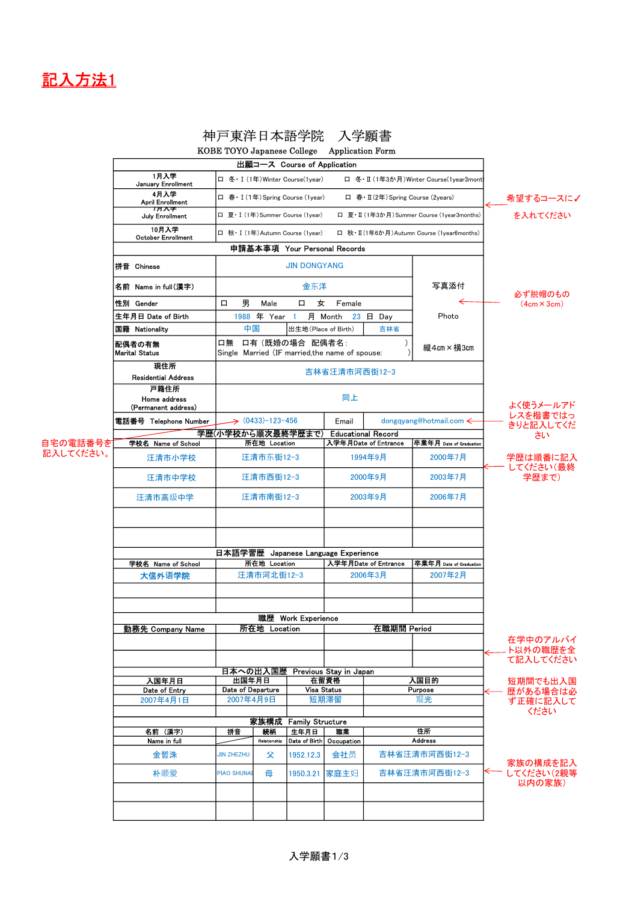# 記入方法1

## 神戸東洋日本語学院　入学願書

KOBE TOYO Japanese College　Application Form

| 出願コース　Course of Application | | |
|---|---|---|
| 1月入学 January Enrollment | □ 冬・Ⅰ(1年)Winter Course(1year) | □ 冬・Ⅱ(1年3か月)Winter Course(1year3mont |
| 4月入学 April Enrollment | □ 春・Ⅰ(1年)Spring Course (1year) | □ 春・Ⅱ(2年)Spring Course (2years) |
| 7月入学 July Enrollment | □ 夏・Ⅰ(1年)Summer Course (1year) | □ 夏・Ⅱ(1年3か月)Summer Course (1year3months) |
| 10月入学 October Enrollment | □ 秋・Ⅰ(1年)Autumn Course (1year) | □ 秋・Ⅱ(1年6か月)Autumn Course (1year6months) |

希望するコースに✓を入れてください

| 申請基本事項　Your Personal Records | | | | |
|---|---|---|---|---|
| 拼音　Chinese | JIN DONGYANG | | | 写真添付 Photo 縦4cm×横3cm |
| 名前　Name in full(漢字) | 金东洋 | | | |
| 性別　Gender | □　男　Male　　□　女　Female | | | |
| 生年月日 Date of Birth | 1988　年　Year　1　月　Month　23　日　Day | | | |
| 国籍　Nationality | 中国 | 出生地(Place of Birth) | 吉林省 | |
| 配偶者の有無 Marital Status | □無　□有（既婚の場合　配偶者名：　　　） Single　Married（IF married,the name of spouse:　　　） | | | |
| 現住所 Residential Address | 吉林省汪清市河西街12−3 | | | |
| 戸籍住所 Home address (Permanent address) | 同上 | | | |
| 電話番号　Telephone Number | (0433)−123−456 | Email | dongqyang@hotmail.com | |

必ず脱帽のもの（4cm×3cm）

自宅の電話番号を記入してください。

よく使うメールアドレスを楷書ではっきりと記入してください

| 学歴(小学校から順次最終学歴まで)　Educational Record | | | |
|---|---|---|---|
| 学校名　Name of School | 所在地　Location | 入学年月Date of Entrance | 卒業年月 Date of Graduation |
| 汪清市小学校 | 汪清市东街12−3 | 1994年9月 | 2000年7月 |
| 汪清市中学校 | 汪清市西街12−3 | 2000年9月 | 2003年7月 |
| 汪清市高级中学 | 汪清市南街12−3 | 2003年9月 | 2006年7月 |
| | | | |
| | | | |

学歴は順番に記入してください（最終学歴まで）

| 日本語学習歴　Japanese Language Experience | | | |
|---|---|---|---|
| 学校名　Name of School | 所在地　Location | 入学年月Date of Entrance | 卒業年月 Date of Graduation |
| 大信外语学院 | 汪清市河北街12−3 | 2006年3月 | 2007年2月 |
| | | | |
| | | | |

| 職歴　Work Experience | | |
|---|---|---|
| 勤務先 Company Name | 所在地　Location | 在職期間 Period |
| | | |
| | | |

在学中のアルバイト以外の職歴を全て記入してください

| 日本への出入国歴　Previous Stay in Japan | | | |
|---|---|---|---|
| 入国年月日 Date of Entry | 出国年月日 Date of Departure | 在留資格 Visa Status | 入国目的 Purpose |
| 2007年4月1日 | 2007年4月9日 | 短期滞留 | 观光 |
| | | | |

短期間でも出入国歴がある場合は必ず正確に記入してください

| 家族構成　Family Structure | | | | | |
|---|---|---|---|---|---|
| 名前　(漢字) Name in full | 拼音 | 続柄 Relationship | 生年月日 Date of Birth | 職業 Occupation | 住所 Address |
| 金哲洙 | JIN ZHEZHU | 父 | 1952.12.3 | 会社员 | 吉林省汪清市河西街12−3 |
| 朴顺爱 | PIAO SHUNAI | 母 | 1950.3.21 | 家庭主妇 | 吉林省汪清市河西街12−3 |
| | | | | | |
| | | | | | |

家族の構成を記入してください（2親等以内の家族）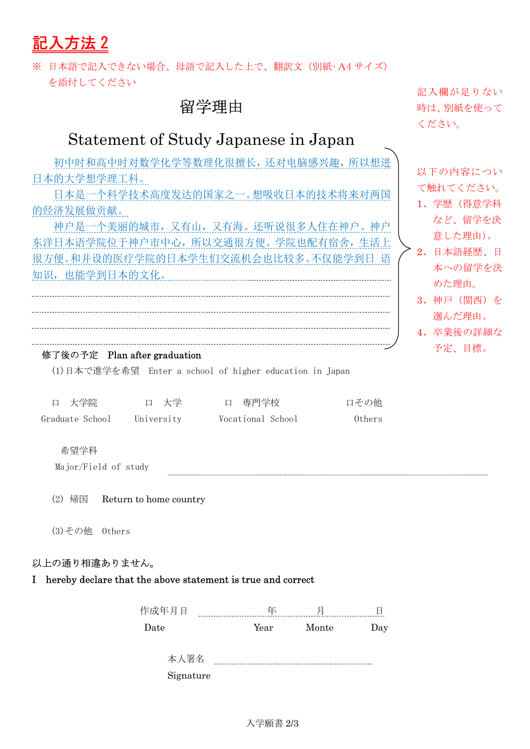# 記入方法２

※ 日本語で記入できない場合、母語で記入した上で、翻訳文（別紙･A4 サイズ）を添付してください

## 留学理由

## Statement of Study Japanese in Japan

初中时和高中时对数学化学等数理化很擅长，还对电脑感兴趣，所以想进日本的大学想学理工科。

日本是一个科学技术高度发达的国家之一。想吸收日本的技术将来对两国的经济发展做贡献。

神户是一个美丽的城市，又有山，又有海。还听说很多人住在神户。神户东洋日本语学院位于神户市中心，所以交通很方便。学院也配有宿舍，生活上很方便。和并设的医疗学院的日本学生们交流机会也比较多。不仅能学到日 语知识，也能学到日本的文化。

記入欄が足りない時は、別紙を使ってください。

以下の内容について触れてください。

1、学歴（得意学科など、留学を決意した理由）。
2、日本語経歴、日本への留学を決めた理由。
3、神戸（関西）を選んだ理由。
4、卒業後の詳細な予定、目標。

修了後の予定　Plan after graduation

(1) 日本で進学を希望　Enter a school of higher education in Japan

□ 大学院 Graduate School　□ 大学 University　□ 専門学校 Vocational School　□その他 Others

希望学科 Major/Field of study ........................................

(2) 帰国　Return to home country

(3) その他　Others

以上の通り相違ありません。

I hereby declare that the above statement is true and correct

作成年月日 Date ........年 Year ........月 Monte ........日 Day

本人署名 Signature ........................................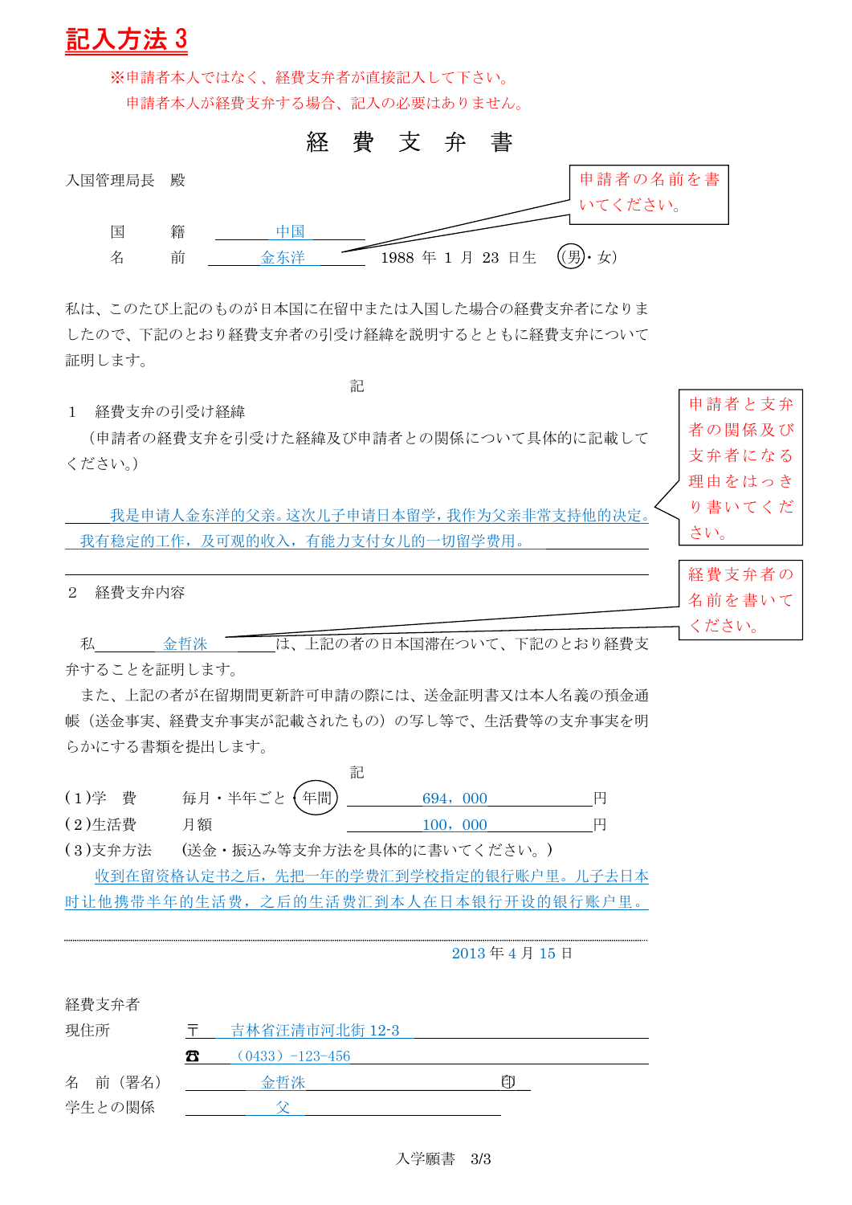# 記入方法 3

※申請者本人ではなく、経費支弁者が直接記入して下さい。
申請者本人が経費支弁する場合、記入の必要はありません。

## 経 費 支 弁 書

入国管理局長　殿

申請者の名前を書いてください。

国　　籍　中国

名　　前　金东洋　　1988 年 1 月 23 日生　（男）・女）

私は、このたび上記のものが日本国に在留中または入国した場合の経費支弁者になりましたので、下記のとおり経費支弁者の引受け経緯を説明するとともに経費支弁について証明します。

記

1　経費支弁の引受け経緯

（申請者の経費支弁を引受けた経緯及び申請者との関係について具体的に記載してください。）

申請者と支弁者の関係及び支弁者になる理由をはっきり書いてください。

我是申请人金东洋的父亲。这次儿子申请日本留学，我作为父亲非常支持他的决定。我有稳定的工作，及可观的收入，有能力支付女儿的一切留学费用。

2　経費支弁内容

経費支弁者の名前を書いてください。

私　金哲洙　は、上記の者の日本国滞在ついて、下記のとおり経費支弁することを証明します。

また、上記の者が在留期間更新許可申請の際には、送金証明書又は本人名義の預金通帳（送金事実、経費支弁事実が記載されたもの）の写し等で、生活費等の支弁事実を明らかにする書類を提出します。

記

(1)学　費　　毎月・半年ごと・（年間）　694，000 円

(2)生活費　　月額　100，000 円

(3)支弁方法　（送金・振込み等支弁方法を具体的に書いてください。）

收到在留资格认定书之后，先把一年的学费汇到学校指定的银行账户里。儿子去日本时让他携带半年的生活费，之后的生活费汇到本人在日本银行开设的银行账户里。

2013 年 4 月 15 日

経費支弁者

現住所　〒　吉林省汪清市河北街 12-3

☎　（0433）-123-456

名　前（署名）　金哲洙　㊞

学生との関係　父